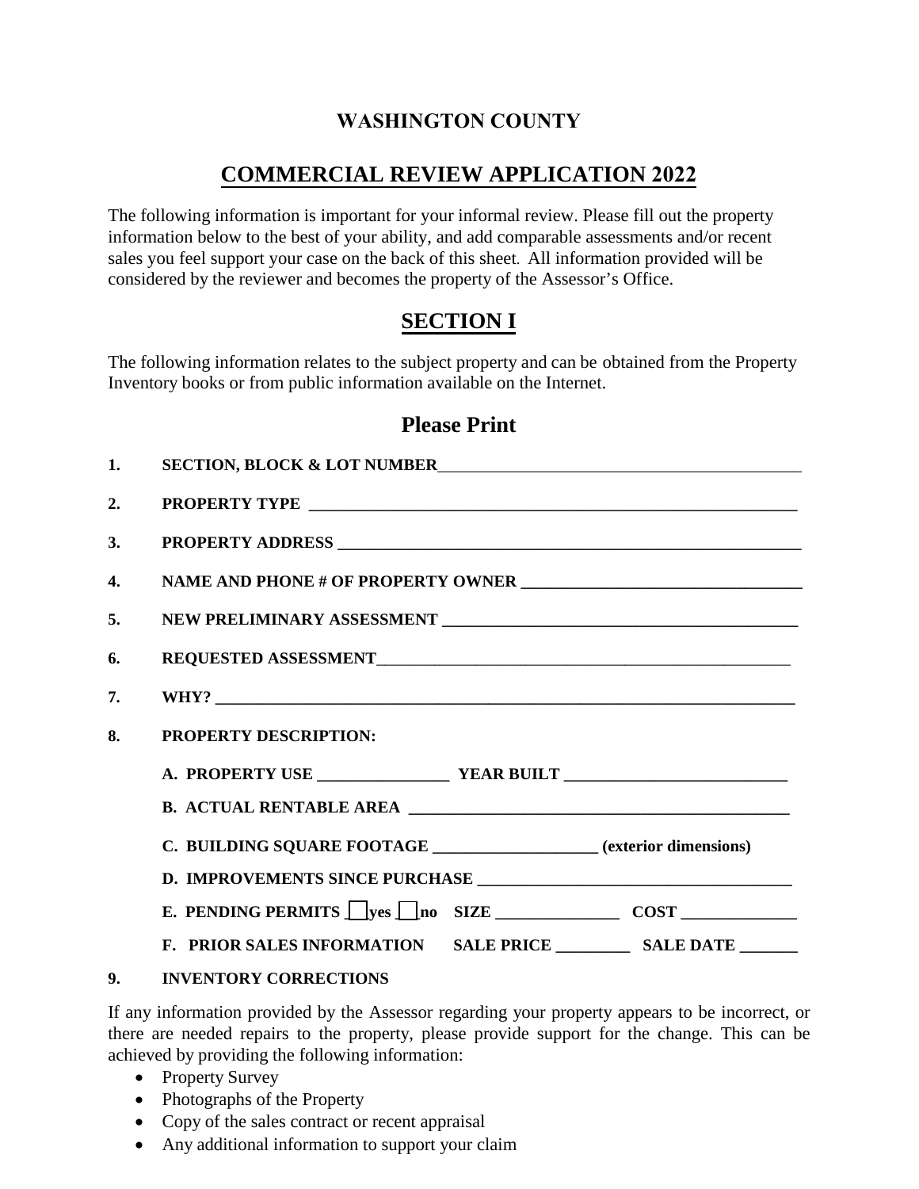# WASHINGTON COUNTY

## COMMERCIAL REVIEW APPLICATION 2022

The following information is important for your informal review. Please fill out the property information below to the best of your ability, and add comparable assessments and/or recent sales you feel support your case on the back of this sheet. All information provided will be considered by the reviewer and becomes the property of the Assessor's Office.

## SECTION I

The following information relates to the subject property and can be obtained from the Property Inventory books or from public information available on the Internet.

### Please Print

**1. SECTION, BLOCK & LOT NUMBER**______________________________________________

**2. PROPERTY TYPE** ______________________________________________________________

**3. PROPERTY ADDRESS** __________________________________________________________

**4. NAME AND PHONE # OF PROPERTY OWNER** _________________________________

**5. NEW PRELIMINARY ASSESSMENT** _________________________________________

**6. REQUESTED ASSESSMENT**_____________________________________________________

**7. WHY?** ____________________________________________________________________

**8. PROPERTY DESCRIPTION:**

**A. PROPERTY USE** ________________ **YEAR BUILT** ___________________________

**B. ACTUAL RENTABLE AREA** ____________________________________________

**C. BUILDING SQUARE FOOTAGE** ____________________ **(exterior dimensions)**

**D. IMPROVEMENTS SINCE PURCHASE** ______________________________________

**E. PENDING PERMITS** ☐ **yes** ☐ **no SIZE** _______________ **COST** ______________

**F. PRIOR SALES INFORMATION SALE PRICE** _________ **SALE DATE** _______

**9. INVENTORY CORRECTIONS**

If any information provided by the Assessor regarding your property appears to be incorrect, or there are needed repairs to the property, please provide support for the change. This can be achieved by providing the following information:

- Property Survey
- Photographs of the Property
- Copy of the sales contract or recent appraisal
- Any additional information to support your claim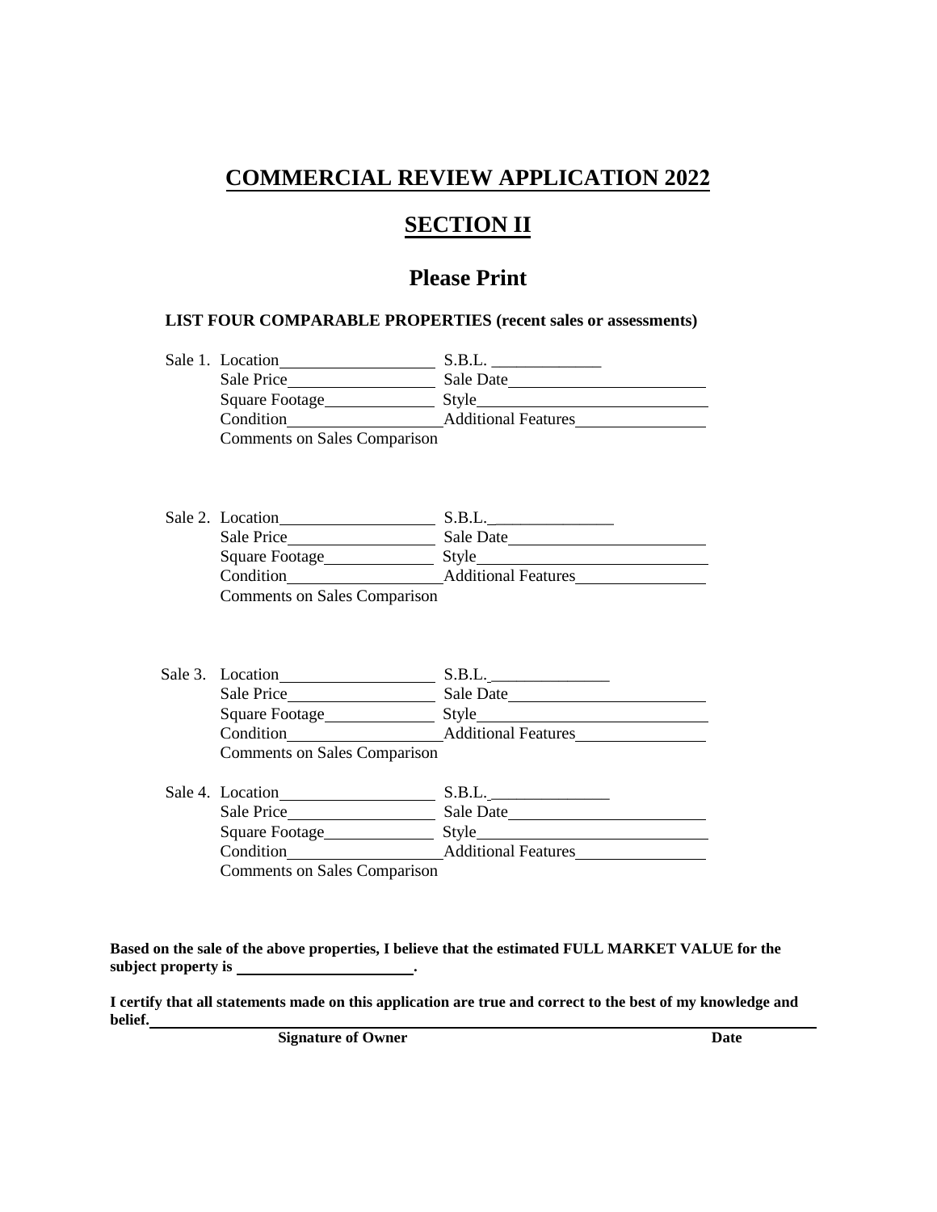# COMMERCIAL REVIEW APPLICATION 2022

## SECTION II

### Please Print

**LIST FOUR COMPARABLE PROPERTIES (recent sales or assessments)**

Sale 1. Location\_\_\_\_\_\_\_\_\_\_\_\_\_\_\_\_\_\_ S.B.L. \_\_\_\_\_\_\_\_\_\_\_\_\_
Sale Price\_\_\_\_\_\_\_\_\_\_\_\_\_\_\_\_\_\_ Sale Date\_\_\_\_\_\_\_\_\_\_\_\_\_\_\_\_\_\_\_\_\_\_\_\_
Square Footage\_\_\_\_\_\_\_\_\_\_\_\_\_ Style\_\_\_\_\_\_\_\_\_\_\_\_\_\_\_\_\_\_\_\_\_\_\_\_\_\_\_\_
Condition\_\_\_\_\_\_\_\_\_\_\_\_\_\_\_\_\_\_\_Additional Features\_\_\_\_\_\_\_\_\_\_\_\_\_\_\_\_
Comments on Sales Comparison

Sale 2. Location\_\_\_\_\_\_\_\_\_\_\_\_\_\_\_\_\_\_ S.B.L.\_\_\_\_\_\_\_\_\_\_\_\_\_\_\_
Sale Price\_\_\_\_\_\_\_\_\_\_\_\_\_\_\_\_\_\_ Sale Date\_\_\_\_\_\_\_\_\_\_\_\_\_\_\_\_\_\_\_\_\_\_\_\_
Square Footage\_\_\_\_\_\_\_\_\_\_\_\_\_ Style\_\_\_\_\_\_\_\_\_\_\_\_\_\_\_\_\_\_\_\_\_\_\_\_\_\_\_\_
Condition\_\_\_\_\_\_\_\_\_\_\_\_\_\_\_\_\_\_\_Additional Features\_\_\_\_\_\_\_\_\_\_\_\_\_\_\_\_
Comments on Sales Comparison

Sale 3. Location\_\_\_\_\_\_\_\_\_\_\_\_\_\_\_\_\_\_ S.B.L.\_\_\_\_\_\_\_\_\_\_\_\_\_\_
Sale Price\_\_\_\_\_\_\_\_\_\_\_\_\_\_\_\_\_\_ Sale Date\_\_\_\_\_\_\_\_\_\_\_\_\_\_\_\_\_\_\_\_\_\_\_\_
Square Footage\_\_\_\_\_\_\_\_\_\_\_\_\_ Style\_\_\_\_\_\_\_\_\_\_\_\_\_\_\_\_\_\_\_\_\_\_\_\_\_\_\_\_
Condition\_\_\_\_\_\_\_\_\_\_\_\_\_\_\_\_\_\_\_Additional Features\_\_\_\_\_\_\_\_\_\_\_\_\_\_\_\_
Comments on Sales Comparison

Sale 4. Location\_\_\_\_\_\_\_\_\_\_\_\_\_\_\_\_\_\_ S.B.L.\_\_\_\_\_\_\_\_\_\_\_\_\_\_
Sale Price\_\_\_\_\_\_\_\_\_\_\_\_\_\_\_\_\_\_ Sale Date\_\_\_\_\_\_\_\_\_\_\_\_\_\_\_\_\_\_\_\_\_\_\_\_
Square Footage\_\_\_\_\_\_\_\_\_\_\_\_\_ Style\_\_\_\_\_\_\_\_\_\_\_\_\_\_\_\_\_\_\_\_\_\_\_\_\_\_\_\_
Condition\_\_\_\_\_\_\_\_\_\_\_\_\_\_\_\_\_\_\_Additional Features\_\_\_\_\_\_\_\_\_\_\_\_\_\_\_\_
Comments on Sales Comparison

**Based on the sale of the above properties, I believe that the estimated FULL MARKET VALUE for the subject property is \_\_\_\_\_\_\_\_\_\_\_\_\_\_\_\_\_\_\_\_\_\_.**

**I certify that all statements made on this application are true and correct to the best of my knowledge and belief.\_\_\_\_\_\_\_\_\_\_\_\_\_\_\_\_\_\_\_\_\_\_\_\_\_\_\_\_\_\_\_\_\_\_\_\_\_\_\_\_\_\_\_\_\_\_\_\_\_\_\_\_\_\_\_\_\_\_\_\_\_\_\_\_\_**

**Signature of Owner** **Date**